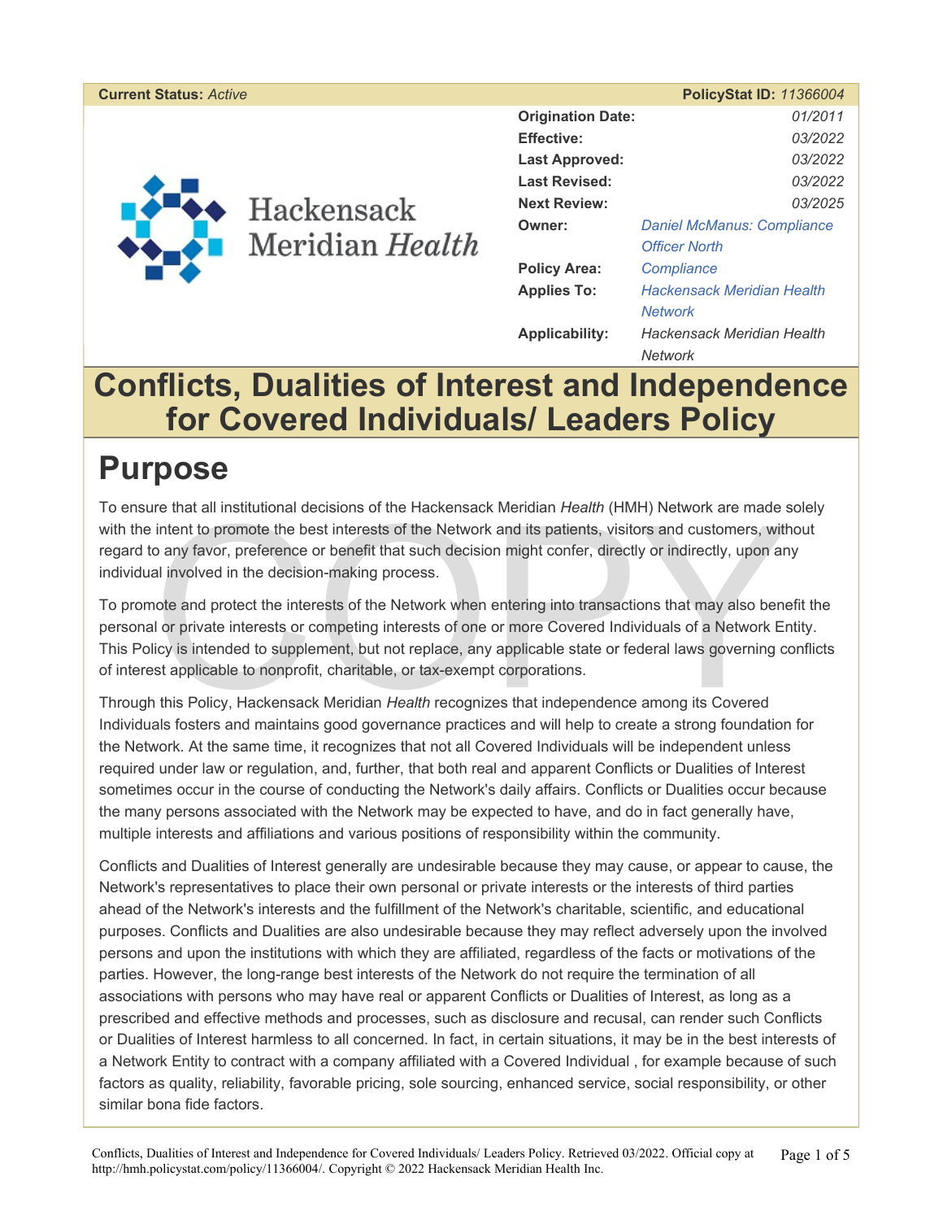| **Current Status:** *Active* | | **PolicyStat ID:** *11366004* |
|---|---|---|
| | **Origination Date:** | *01/2011* |
| | **Effective:** | *03/2022* |
| | **Last Approved:** | *03/2022* |
| | **Last Revised:** | *03/2022* |
| | **Next Review:** | *03/2025* |
| | **Owner:** | *Daniel McManus: Compliance Officer North* |
| | **Policy Area:** | *Compliance* |
| | **Applies To:** | *Hackensack Meridian Health Network* |
| | **Applicability:** | *Hackensack Meridian Health Network* |

Hackensack Meridian *Health*

# Conflicts, Dualities of Interest and Independence for Covered Individuals/ Leaders Policy

## Purpose

To ensure that all institutional decisions of the Hackensack Meridian *Health* (HMH) Network are made solely with the intent to promote the best interests of the Network and its patients, visitors and customers, without regard to any favor, preference or benefit that such decision might confer, directly or indirectly, upon any individual involved in the decision-making process.

To promote and protect the interests of the Network when entering into transactions that may also benefit the personal or private interests or competing interests of one or more Covered Individuals of a Network Entity. This Policy is intended to supplement, but not replace, any applicable state or federal laws governing conflicts of interest applicable to nonprofit, charitable, or tax-exempt corporations.

Through this Policy, Hackensack Meridian *Health* recognizes that independence among its Covered Individuals fosters and maintains good governance practices and will help to create a strong foundation for the Network. At the same time, it recognizes that not all Covered Individuals will be independent unless required under law or regulation, and, further, that both real and apparent Conflicts or Dualities of Interest sometimes occur in the course of conducting the Network's daily affairs. Conflicts or Dualities occur because the many persons associated with the Network may be expected to have, and do in fact generally have, multiple interests and affiliations and various positions of responsibility within the community.

Conflicts and Dualities of Interest generally are undesirable because they may cause, or appear to cause, the Network's representatives to place their own personal or private interests or the interests of third parties ahead of the Network's interests and the fulfillment of the Network's charitable, scientific, and educational purposes. Conflicts and Dualities are also undesirable because they may reflect adversely upon the involved persons and upon the institutions with which they are affiliated, regardless of the facts or motivations of the parties. However, the long-range best interests of the Network do not require the termination of all associations with persons who may have real or apparent Conflicts or Dualities of Interest, as long as a prescribed and effective methods and processes, such as disclosure and recusal, can render such Conflicts or Dualities of Interest harmless to all concerned. In fact, in certain situations, it may be in the best interests of a Network Entity to contract with a company affiliated with a Covered Individual , for example because of such factors as quality, reliability, favorable pricing, sole sourcing, enhanced service, social responsibility, or other similar bona fide factors.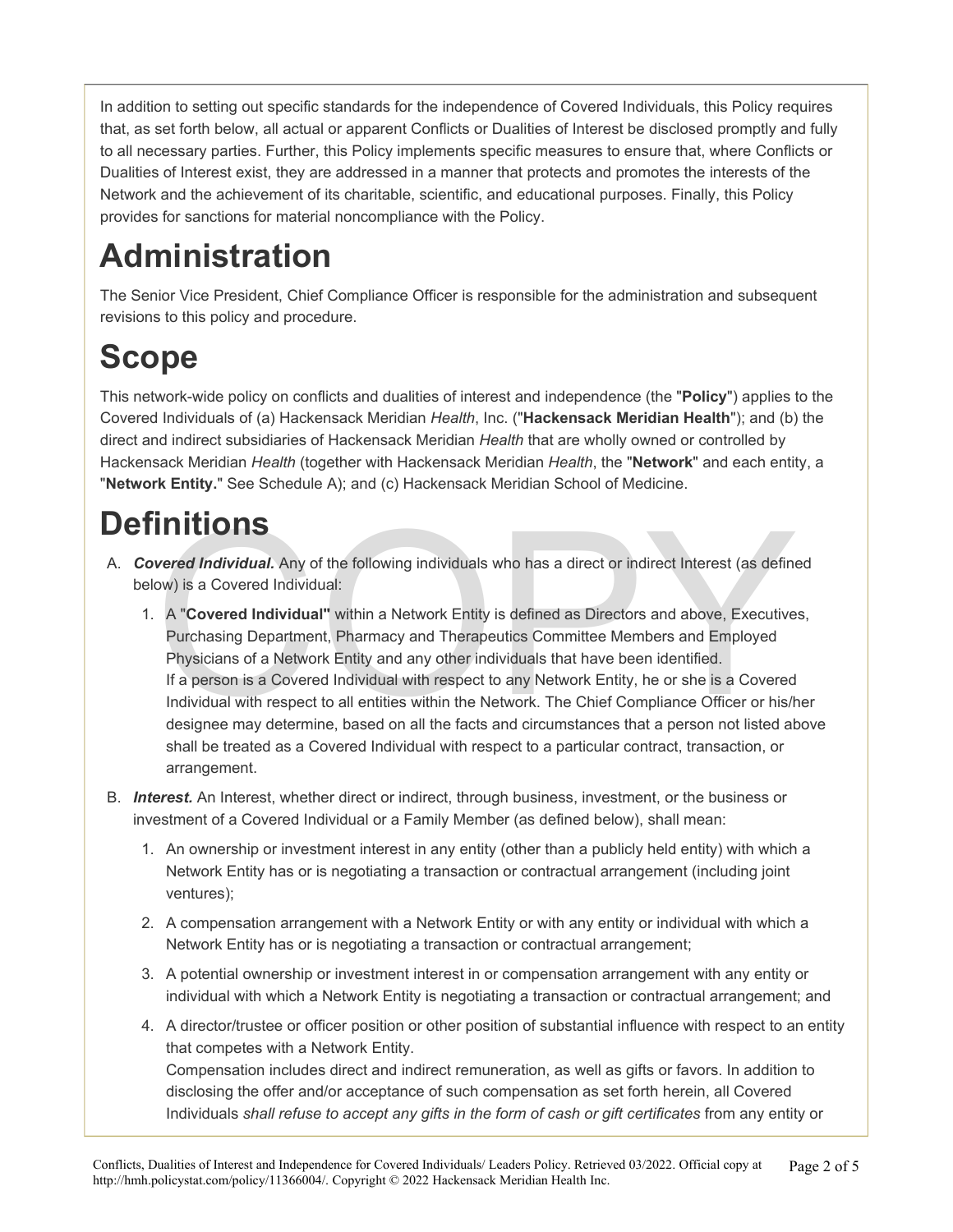In addition to setting out specific standards for the independence of Covered Individuals, this Policy requires that, as set forth below, all actual or apparent Conflicts or Dualities of Interest be disclosed promptly and fully to all necessary parties. Further, this Policy implements specific measures to ensure that, where Conflicts or Dualities of Interest exist, they are addressed in a manner that protects and promotes the interests of the Network and the achievement of its charitable, scientific, and educational purposes. Finally, this Policy provides for sanctions for material noncompliance with the Policy.

# Administration

The Senior Vice President, Chief Compliance Officer is responsible for the administration and subsequent revisions to this policy and procedure.

# Scope

This network-wide policy on conflicts and dualities of interest and independence (the "**Policy**") applies to the Covered Individuals of (a) Hackensack Meridian *Health*, Inc. ("**Hackensack Meridian Health**"); and (b) the direct and indirect subsidiaries of Hackensack Meridian *Health* that are wholly owned or controlled by Hackensack Meridian *Health* (together with Hackensack Meridian *Health*, the "**Network**" and each entity, a "**Network Entity.**" See Schedule A); and (c) Hackensack Meridian School of Medicine.

# Definitions

A. ***Covered Individual.*** Any of the following individuals who has a direct or indirect Interest (as defined below) is a Covered Individual:

   1. A "**Covered Individual"** within a Network Entity is defined as Directors and above, Executives, Purchasing Department, Pharmacy and Therapeutics Committee Members and Employed Physicians of a Network Entity and any other individuals that have been identified.
      If a person is a Covered Individual with respect to any Network Entity, he or she is a Covered Individual with respect to all entities within the Network. The Chief Compliance Officer or his/her designee may determine, based on all the facts and circumstances that a person not listed above shall be treated as a Covered Individual with respect to a particular contract, transaction, or arrangement.

B. ***Interest.*** An Interest, whether direct or indirect, through business, investment, or the business or investment of a Covered Individual or a Family Member (as defined below), shall mean:

   1. An ownership or investment interest in any entity (other than a publicly held entity) with which a Network Entity has or is negotiating a transaction or contractual arrangement (including joint ventures);
   2. A compensation arrangement with a Network Entity or with any entity or individual with which a Network Entity has or is negotiating a transaction or contractual arrangement;
   3. A potential ownership or investment interest in or compensation arrangement with any entity or individual with which a Network Entity is negotiating a transaction or contractual arrangement; and
   4. A director/trustee or officer position or other position of substantial influence with respect to an entity that competes with a Network Entity.
      Compensation includes direct and indirect remuneration, as well as gifts or favors. In addition to disclosing the offer and/or acceptance of such compensation as set forth herein, all Covered Individuals *shall refuse to accept any gifts in the form of cash or gift certificates* from any entity or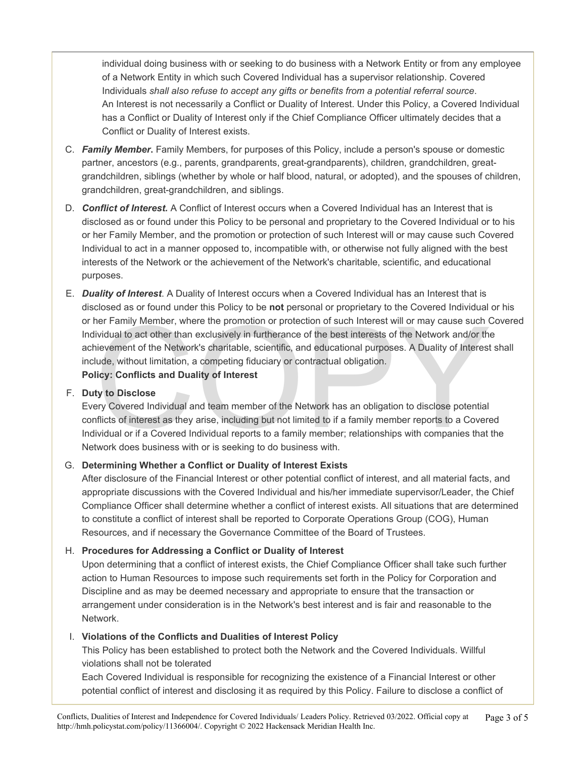individual doing business with or seeking to do business with a Network Entity or from any employee of a Network Entity in which such Covered Individual has a supervisor relationship. Covered Individuals *shall also refuse to accept any gifts or benefits from a potential referral source*. An Interest is not necessarily a Conflict or Duality of Interest. Under this Policy, a Covered Individual has a Conflict or Duality of Interest only if the Chief Compliance Officer ultimately decides that a Conflict or Duality of Interest exists.

C. ***Family Member***. Family Members, for purposes of this Policy, include a person's spouse or domestic partner, ancestors (e.g., parents, grandparents, great-grandparents), children, grandchildren, great-grandchildren, siblings (whether by whole or half blood, natural, or adopted), and the spouses of children, grandchildren, great-grandchildren, and siblings.

D. ***Conflict of Interest.*** A Conflict of Interest occurs when a Covered Individual has an Interest that is disclosed as or found under this Policy to be personal and proprietary to the Covered Individual or to his or her Family Member, and the promotion or protection of such Interest will or may cause such Covered Individual to act in a manner opposed to, incompatible with, or otherwise not fully aligned with the best interests of the Network or the achievement of the Network's charitable, scientific, and educational purposes.

E. ***Duality of Interest***. A Duality of Interest occurs when a Covered Individual has an Interest that is disclosed as or found under this Policy to be **not** personal or proprietary to the Covered Individual or his or her Family Member, where the promotion or protection of such Interest will or may cause such Covered Individual to act other than exclusively in furtherance of the best interests of the Network and/or the achievement of the Network's charitable, scientific, and educational purposes. A Duality of Interest shall include, without limitation, a competing fiduciary or contractual obligation.

**Policy: Conflicts and Duality of Interest**

F. **Duty to Disclose**

Every Covered Individual and team member of the Network has an obligation to disclose potential conflicts of interest as they arise, including but not limited to if a family member reports to a Covered Individual or if a Covered Individual reports to a family member; relationships with companies that the Network does business with or is seeking to do business with.

G. **Determining Whether a Conflict or Duality of Interest Exists**

After disclosure of the Financial Interest or other potential conflict of interest, and all material facts, and appropriate discussions with the Covered Individual and his/her immediate supervisor/Leader, the Chief Compliance Officer shall determine whether a conflict of interest exists. All situations that are determined to constitute a conflict of interest shall be reported to Corporate Operations Group (COG), Human Resources, and if necessary the Governance Committee of the Board of Trustees.

H. **Procedures for Addressing a Conflict or Duality of Interest**

Upon determining that a conflict of interest exists, the Chief Compliance Officer shall take such further action to Human Resources to impose such requirements set forth in the Policy for Corporation and Discipline and as may be deemed necessary and appropriate to ensure that the transaction or arrangement under consideration is in the Network's best interest and is fair and reasonable to the Network.

I. **Violations of the Conflicts and Dualities of Interest Policy**

This Policy has been established to protect both the Network and the Covered Individuals. Willful violations shall not be tolerated

Each Covered Individual is responsible for recognizing the existence of a Financial Interest or other potential conflict of interest and disclosing it as required by this Policy. Failure to disclose a conflict of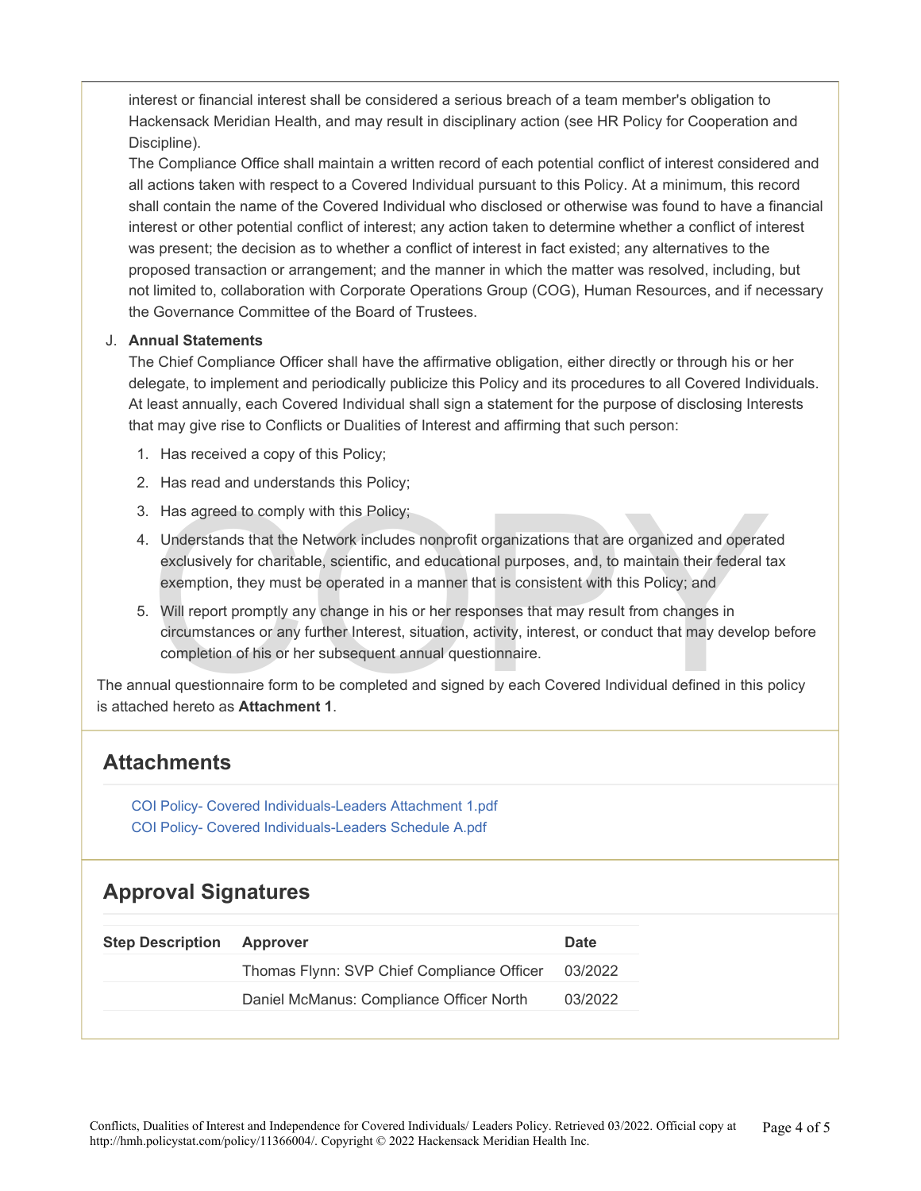interest or financial interest shall be considered a serious breach of a team member's obligation to Hackensack Meridian Health, and may result in disciplinary action (see HR Policy for Cooperation and Discipline).

The Compliance Office shall maintain a written record of each potential conflict of interest considered and all actions taken with respect to a Covered Individual pursuant to this Policy. At a minimum, this record shall contain the name of the Covered Individual who disclosed or otherwise was found to have a financial interest or other potential conflict of interest; any action taken to determine whether a conflict of interest was present; the decision as to whether a conflict of interest in fact existed; any alternatives to the proposed transaction or arrangement; and the manner in which the matter was resolved, including, but not limited to, collaboration with Corporate Operations Group (COG), Human Resources, and if necessary the Governance Committee of the Board of Trustees.

J. **Annual Statements**

The Chief Compliance Officer shall have the affirmative obligation, either directly or through his or her delegate, to implement and periodically publicize this Policy and its procedures to all Covered Individuals. At least annually, each Covered Individual shall sign a statement for the purpose of disclosing Interests that may give rise to Conflicts or Dualities of Interest and affirming that such person:

1. Has received a copy of this Policy;
2. Has read and understands this Policy;
3. Has agreed to comply with this Policy;
4. Understands that the Network includes nonprofit organizations that are organized and operated exclusively for charitable, scientific, and educational purposes, and, to maintain their federal tax exemption, they must be operated in a manner that is consistent with this Policy; and
5. Will report promptly any change in his or her responses that may result from changes in circumstances or any further Interest, situation, activity, interest, or conduct that may develop before completion of his or her subsequent annual questionnaire.

The annual questionnaire form to be completed and signed by each Covered Individual defined in this policy is attached hereto as **Attachment 1**.

## Attachments

COI Policy- Covered Individuals-Leaders Attachment 1.pdf
COI Policy- Covered Individuals-Leaders Schedule A.pdf

## Approval Signatures

| Step Description | Approver | Date |
|---|---|---|
| | Thomas Flynn: SVP Chief Compliance Officer | 03/2022 |
| | Daniel McManus: Compliance Officer North | 03/2022 |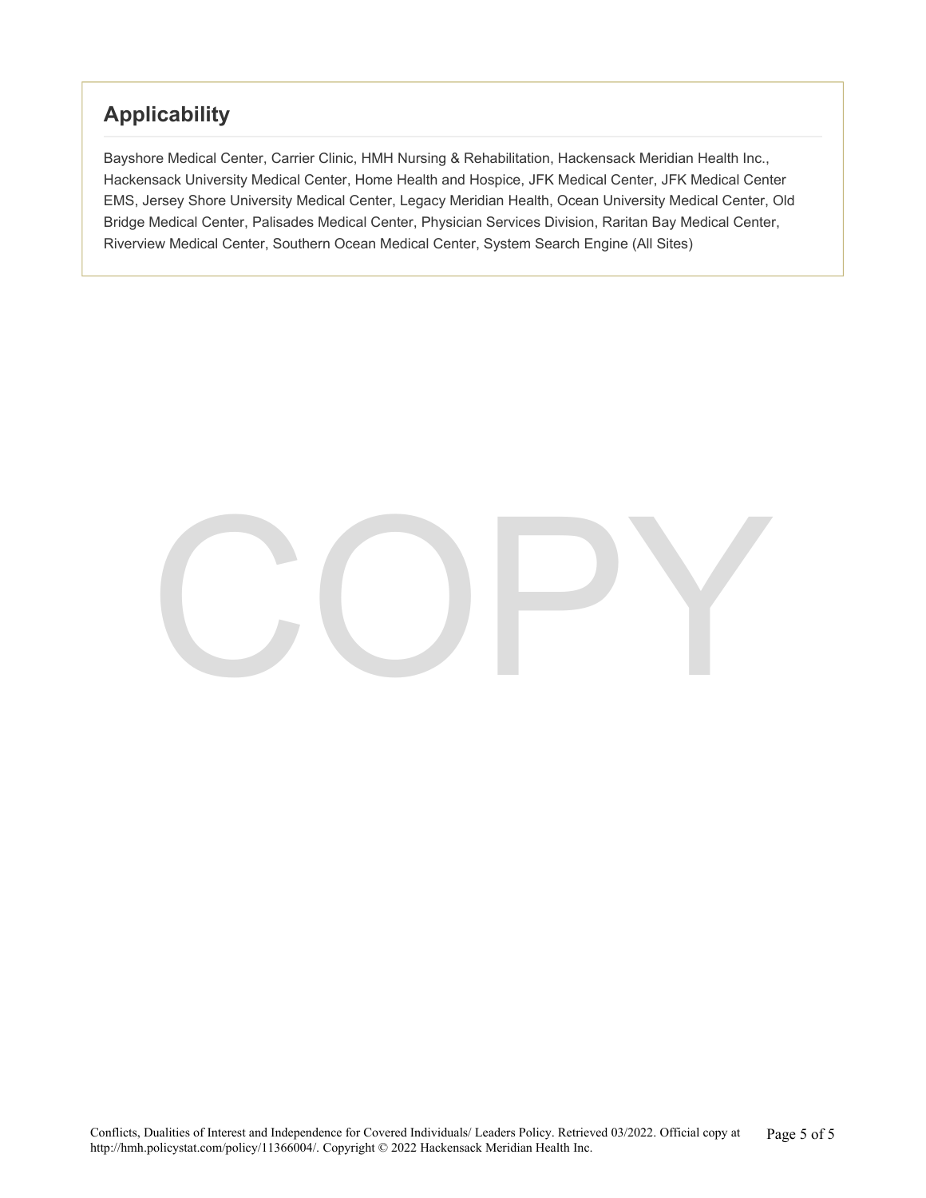## Applicability

Bayshore Medical Center, Carrier Clinic, HMH Nursing & Rehabilitation, Hackensack Meridian Health Inc., Hackensack University Medical Center, Home Health and Hospice, JFK Medical Center, JFK Medical Center EMS, Jersey Shore University Medical Center, Legacy Meridian Health, Ocean University Medical Center, Old Bridge Medical Center, Palisades Medical Center, Physician Services Division, Raritan Bay Medical Center, Riverview Medical Center, Southern Ocean Medical Center, System Search Engine (All Sites)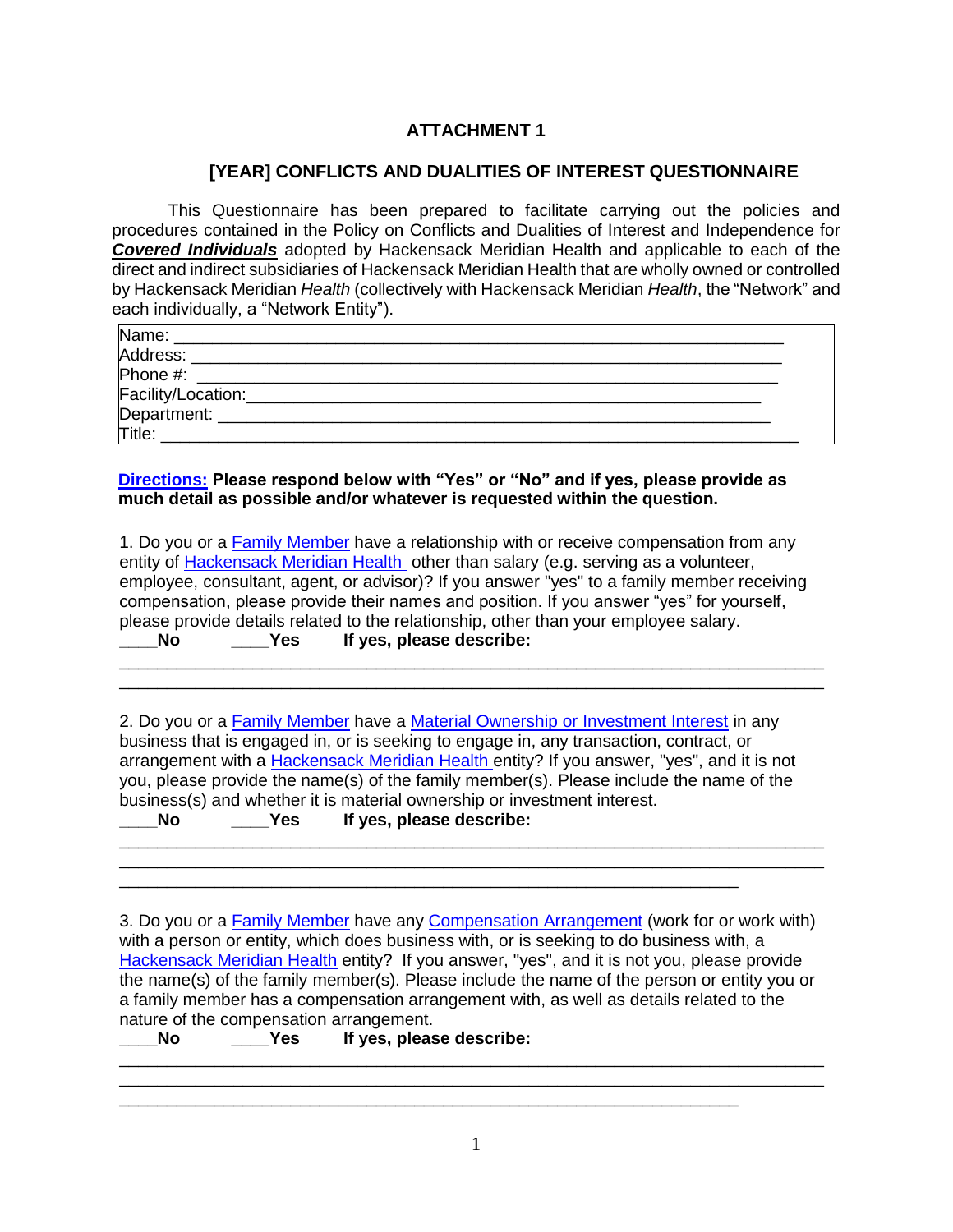# ATTACHMENT 1

## [YEAR] CONFLICTS AND DUALITIES OF INTEREST QUESTIONNAIRE

This Questionnaire has been prepared to facilitate carrying out the policies and procedures contained in the Policy on Conflicts and Dualities of Interest and Independence for ***Covered Individuals*** adopted by Hackensack Meridian Health and applicable to each of the direct and indirect subsidiaries of Hackensack Meridian Health that are wholly owned or controlled by Hackensack Meridian *Health* (collectively with Hackensack Meridian *Health*, the "Network" and each individually, a "Network Entity").

| |
|---|
| Name: ______________________________________________________________ |
| Address: ____________________________________________________________ |
| Phone #: ____________________________________________________________ |
| Facility/Location:_____________________________________________________ |
| Department: _________________________________________________________ |
| Title: _______________________________________________________________ |

**Directions: Please respond below with "Yes" or "No" and if yes, please provide as much detail as possible and/or whatever is requested within the question.**

1. Do you or a Family Member have a relationship with or receive compensation from any entity of Hackensack Meridian Health other than salary (e.g. serving as a volunteer, employee, consultant, agent, or advisor)? If you answer "yes" to a family member receiving compensation, please provide their names and position. If you answer "yes" for yourself, please provide details related to the relationship, other than your employee salary.

**____No ____Yes If yes, please describe:**

_____________________________________________________________________________
_____________________________________________________________________________

2. Do you or a Family Member have a Material Ownership or Investment Interest in any business that is engaged in, or is seeking to engage in, any transaction, contract, or arrangement with a Hackensack Meridian Health entity? If you answer, "yes", and it is not you, please provide the name(s) of the family member(s). Please include the name of the business(s) and whether it is material ownership or investment interest.

**____No ____Yes If yes, please describe:**

_____________________________________________________________________________
_____________________________________________________________________________
_____________________________________________________________________

3. Do you or a Family Member have any Compensation Arrangement (work for or work with) with a person or entity, which does business with, or is seeking to do business with, a Hackensack Meridian Health entity? If you answer, "yes", and it is not you, please provide the name(s) of the family member(s). Please include the name of the person or entity you or a family member has a compensation arrangement with, as well as details related to the nature of the compensation arrangement.

**____No ____Yes If yes, please describe:**

_____________________________________________________________________________
_____________________________________________________________________________
_____________________________________________________________________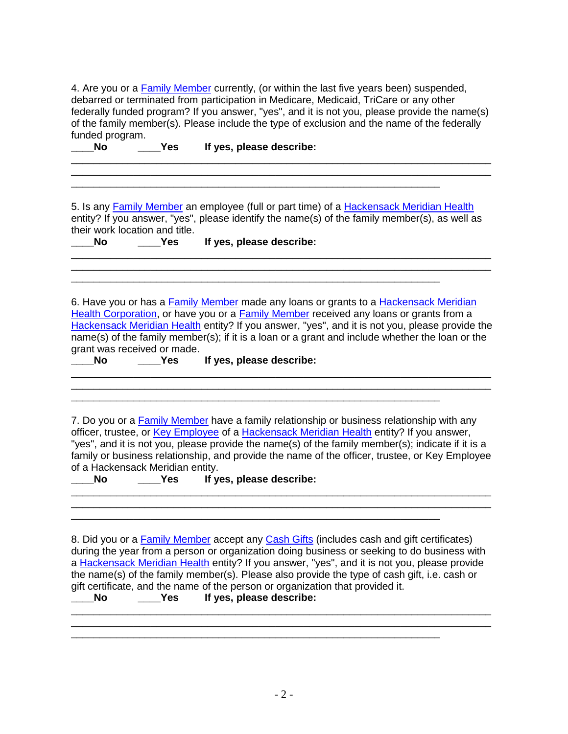4. Are you or a Family Member currently, (or within the last five years been) suspended, debarred or terminated from participation in Medicare, Medicaid, TriCare or any other federally funded program? If you answer, "yes", and it is not you, please provide the name(s) of the family member(s). Please include the type of exclusion and the name of the federally funded program.

**____No ____Yes If yes, please describe:**

______________________________________________________________________
______________________________________________________________________
______________________________________________________________

5. Is any Family Member an employee (full or part time) of a Hackensack Meridian Health entity? If you answer, "yes", please identify the name(s) of the family member(s), as well as their work location and title.

**____No ____Yes If yes, please describe:**

______________________________________________________________________
______________________________________________________________________
______________________________________________________________

6. Have you or has a Family Member made any loans or grants to a Hackensack Meridian Health Corporation, or have you or a Family Member received any loans or grants from a Hackensack Meridian Health entity? If you answer, "yes", and it is not you, please provide the name(s) of the family member(s); if it is a loan or a grant and include whether the loan or the grant was received or made.

**____No ____Yes If yes, please describe:**

______________________________________________________________________
______________________________________________________________________
______________________________________________________________

7. Do you or a Family Member have a family relationship or business relationship with any officer, trustee, or Key Employee of a Hackensack Meridian Health entity? If you answer, "yes", and it is not you, please provide the name(s) of the family member(s); indicate if it is a family or business relationship, and provide the name of the officer, trustee, or Key Employee of a Hackensack Meridian entity.

**____No ____Yes If yes, please describe:**

______________________________________________________________________
______________________________________________________________________
______________________________________________________________

8. Did you or a Family Member accept any Cash Gifts (includes cash and gift certificates) during the year from a person or organization doing business or seeking to do business with a Hackensack Meridian Health entity? If you answer, "yes", and it is not you, please provide the name(s) of the family member(s). Please also provide the type of cash gift, i.e. cash or gift certificate, and the name of the person or organization that provided it.

**____No ____Yes If yes, please describe:**

______________________________________________________________________
______________________________________________________________________
______________________________________________________________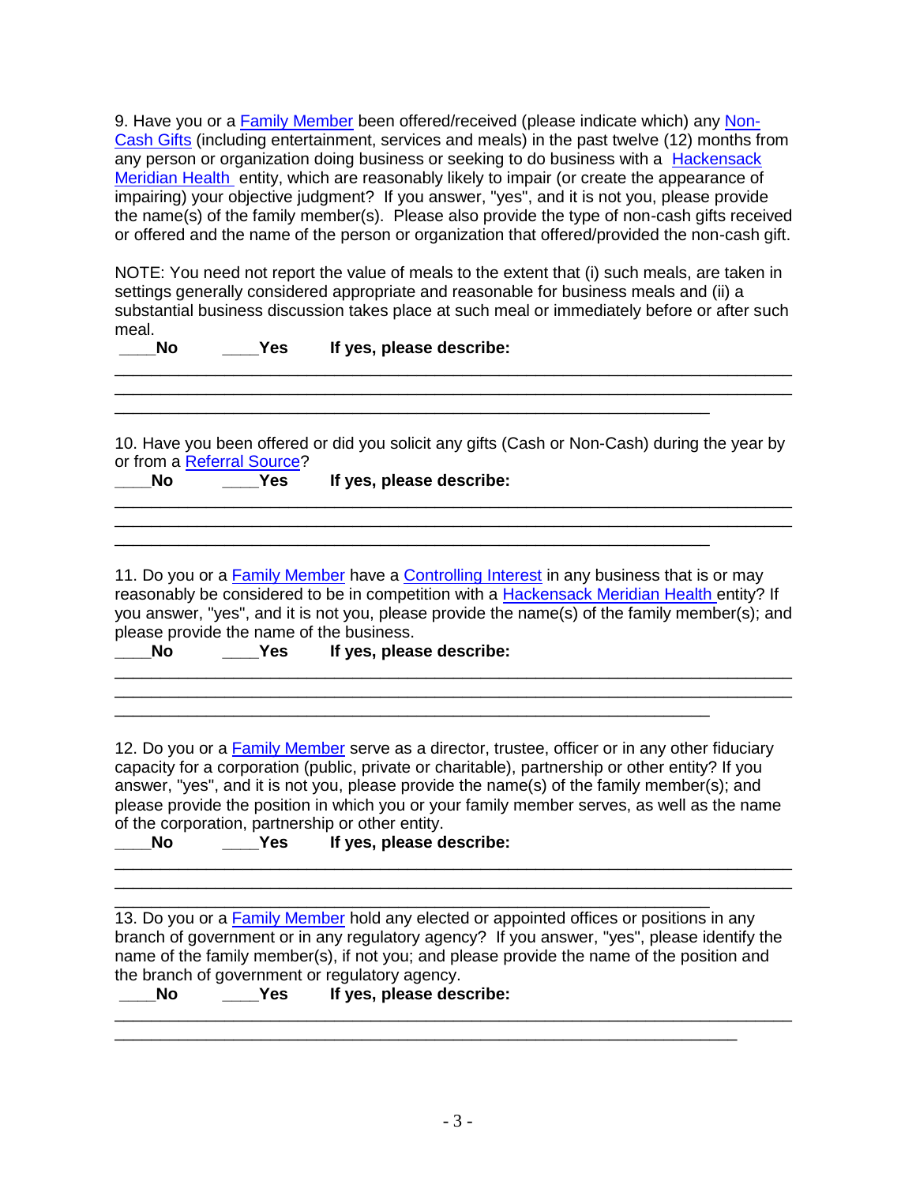9. Have you or a Family Member been offered/received (please indicate which) any Non-Cash Gifts (including entertainment, services and meals) in the past twelve (12) months from any person or organization doing business or seeking to do business with a Hackensack Meridian Health entity, which are reasonably likely to impair (or create the appearance of impairing) your objective judgment? If you answer, "yes", and it is not you, please provide the name(s) of the family member(s). Please also provide the type of non-cash gifts received or offered and the name of the person or organization that offered/provided the non-cash gift.

NOTE: You need not report the value of meals to the extent that (i) such meals, are taken in settings generally considered appropriate and reasonable for business meals and (ii) a substantial business discussion takes place at such meal or immediately before or after such meal.

____**No** ____**Yes** **If yes, please describe:**

________________________________________________________________________
________________________________________________________________________
______________________________________________________________

10. Have you been offered or did you solicit any gifts (Cash or Non-Cash) during the year by or from a Referral Source?

____**No** ____**Yes** **If yes, please describe:**

________________________________________________________________________
________________________________________________________________________
______________________________________________________________

11. Do you or a Family Member have a Controlling Interest in any business that is or may reasonably be considered to be in competition with a Hackensack Meridian Health entity? If you answer, "yes", and it is not you, please provide the name(s) of the family member(s); and please provide the name of the business.

____**No** ____**Yes** **If yes, please describe:**

________________________________________________________________________
________________________________________________________________________
______________________________________________________________

12. Do you or a Family Member serve as a director, trustee, officer or in any other fiduciary capacity for a corporation (public, private or charitable), partnership or other entity? If you answer, "yes", and it is not you, please provide the name(s) of the family member(s); and please provide the position in which you or your family member serves, as well as the name of the corporation, partnership or other entity.

____**No** ____**Yes** **If yes, please describe:**

________________________________________________________________________
________________________________________________________________________
______________________________________________________________

13. Do you or a Family Member hold any elected or appointed offices or positions in any branch of government or in any regulatory agency? If you answer, "yes", please identify the name of the family member(s), if not you; and please provide the name of the position and the branch of government or regulatory agency.

____**No** ____**Yes** **If yes, please describe:**

________________________________________________________________________
_________________________________________________________________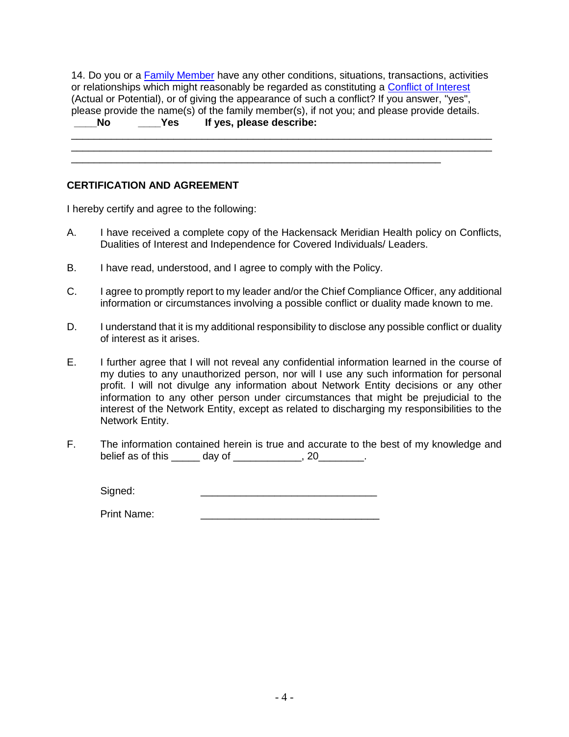14. Do you or a [Family Member](#) have any other conditions, situations, transactions, activities or relationships which might reasonably be regarded as constituting a [Conflict of Interest](#) (Actual or Potential), or of giving the appearance of such a conflict? If you answer, "yes", please provide the name(s) of the family member(s), if not you; and please provide details.

**____No** **____Yes** **If yes, please describe:**

______________________________________________________________________________

______________________________________________________________________________

_________________________________________________________________

## CERTIFICATION AND AGREEMENT

I hereby certify and agree to the following:

A. I have received a complete copy of the Hackensack Meridian Health policy on Conflicts, Dualities of Interest and Independence for Covered Individuals/ Leaders.

B. I have read, understood, and I agree to comply with the Policy.

C. I agree to promptly report to my leader and/or the Chief Compliance Officer, any additional information or circumstances involving a possible conflict or duality made known to me.

D. I understand that it is my additional responsibility to disclose any possible conflict or duality of interest as it arises.

E. I further agree that I will not reveal any confidential information learned in the course of my duties to any unauthorized person, nor will I use any such information for personal profit. I will not divulge any information about Network Entity decisions or any other information to any other person under circumstances that might be prejudicial to the interest of the Network Entity, except as related to discharging my responsibilities to the Network Entity.

F. The information contained herein is true and accurate to the best of my knowledge and belief as of this _____ day of ____________, 20________.

Signed: _______________________________

Print Name: _______________________________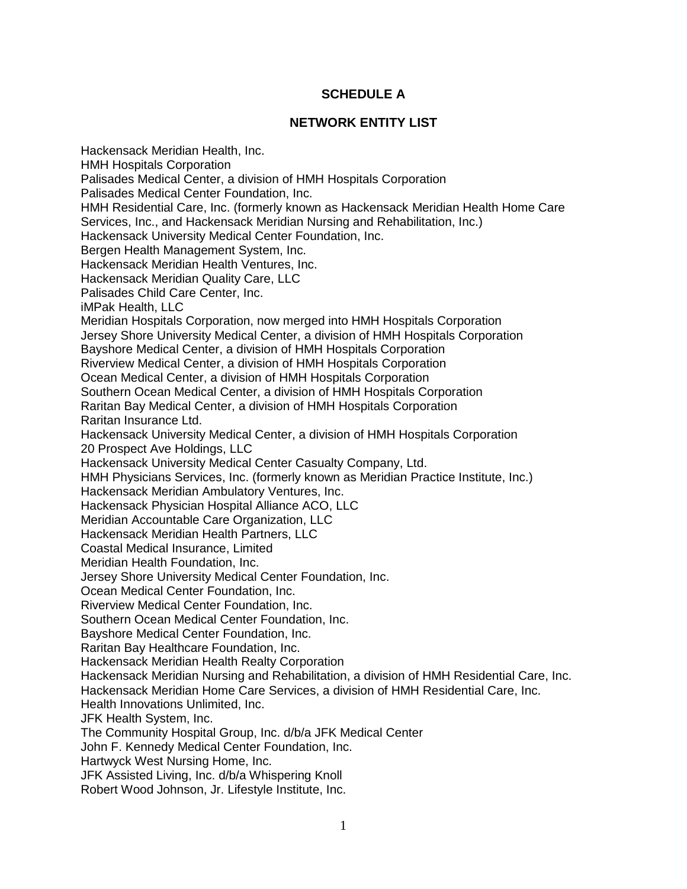# SCHEDULE A

## NETWORK ENTITY LIST

Hackensack Meridian Health, Inc.
HMH Hospitals Corporation
Palisades Medical Center, a division of HMH Hospitals Corporation
Palisades Medical Center Foundation, Inc.
HMH Residential Care, Inc. (formerly known as Hackensack Meridian Health Home Care Services, Inc., and Hackensack Meridian Nursing and Rehabilitation, Inc.)
Hackensack University Medical Center Foundation, Inc.
Bergen Health Management System, Inc.
Hackensack Meridian Health Ventures, Inc.
Hackensack Meridian Quality Care, LLC
Palisades Child Care Center, Inc.
iMPak Health, LLC
Meridian Hospitals Corporation, now merged into HMH Hospitals Corporation
Jersey Shore University Medical Center, a division of HMH Hospitals Corporation
Bayshore Medical Center, a division of HMH Hospitals Corporation
Riverview Medical Center, a division of HMH Hospitals Corporation
Ocean Medical Center, a division of HMH Hospitals Corporation
Southern Ocean Medical Center, a division of HMH Hospitals Corporation
Raritan Bay Medical Center, a division of HMH Hospitals Corporation
Raritan Insurance Ltd.
Hackensack University Medical Center, a division of HMH Hospitals Corporation
20 Prospect Ave Holdings, LLC
Hackensack University Medical Center Casualty Company, Ltd.
HMH Physicians Services, Inc. (formerly known as Meridian Practice Institute, Inc.)
Hackensack Meridian Ambulatory Ventures, Inc.
Hackensack Physician Hospital Alliance ACO, LLC
Meridian Accountable Care Organization, LLC
Hackensack Meridian Health Partners, LLC
Coastal Medical Insurance, Limited
Meridian Health Foundation, Inc.
Jersey Shore University Medical Center Foundation, Inc.
Ocean Medical Center Foundation, Inc.
Riverview Medical Center Foundation, Inc.
Southern Ocean Medical Center Foundation, Inc.
Bayshore Medical Center Foundation, Inc.
Raritan Bay Healthcare Foundation, Inc.
Hackensack Meridian Health Realty Corporation
Hackensack Meridian Nursing and Rehabilitation, a division of HMH Residential Care, Inc.
Hackensack Meridian Home Care Services, a division of HMH Residential Care, Inc.
Health Innovations Unlimited, Inc.
JFK Health System, Inc.
The Community Hospital Group, Inc. d/b/a JFK Medical Center
John F. Kennedy Medical Center Foundation, Inc.
Hartwyck West Nursing Home, Inc.
JFK Assisted Living, Inc. d/b/a Whispering Knoll
Robert Wood Johnson, Jr. Lifestyle Institute, Inc.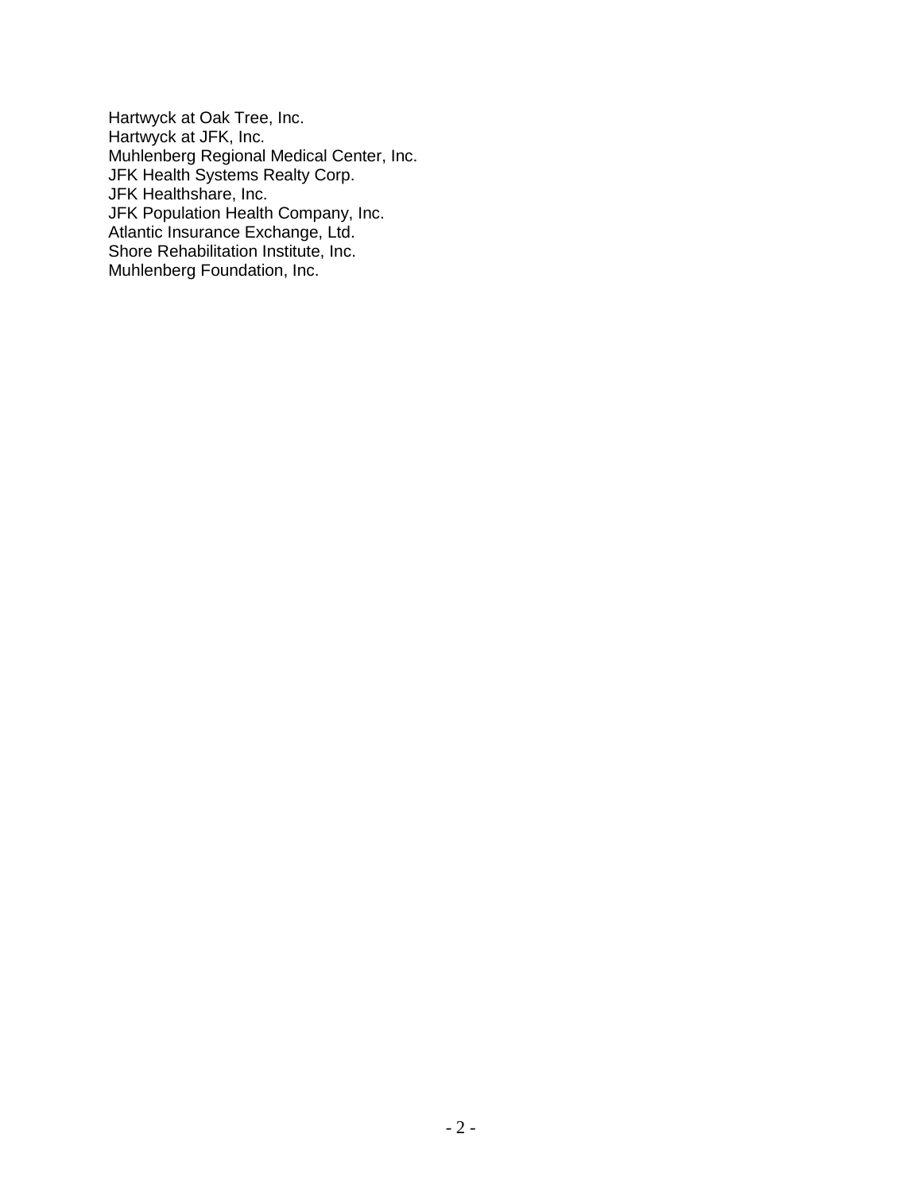Hartwyck at Oak Tree, Inc.
Hartwyck at JFK, Inc.
Muhlenberg Regional Medical Center, Inc.
JFK Health Systems Realty Corp.
JFK Healthshare, Inc.
JFK Population Health Company, Inc.
Atlantic Insurance Exchange, Ltd.
Shore Rehabilitation Institute, Inc.
Muhlenberg Foundation, Inc.